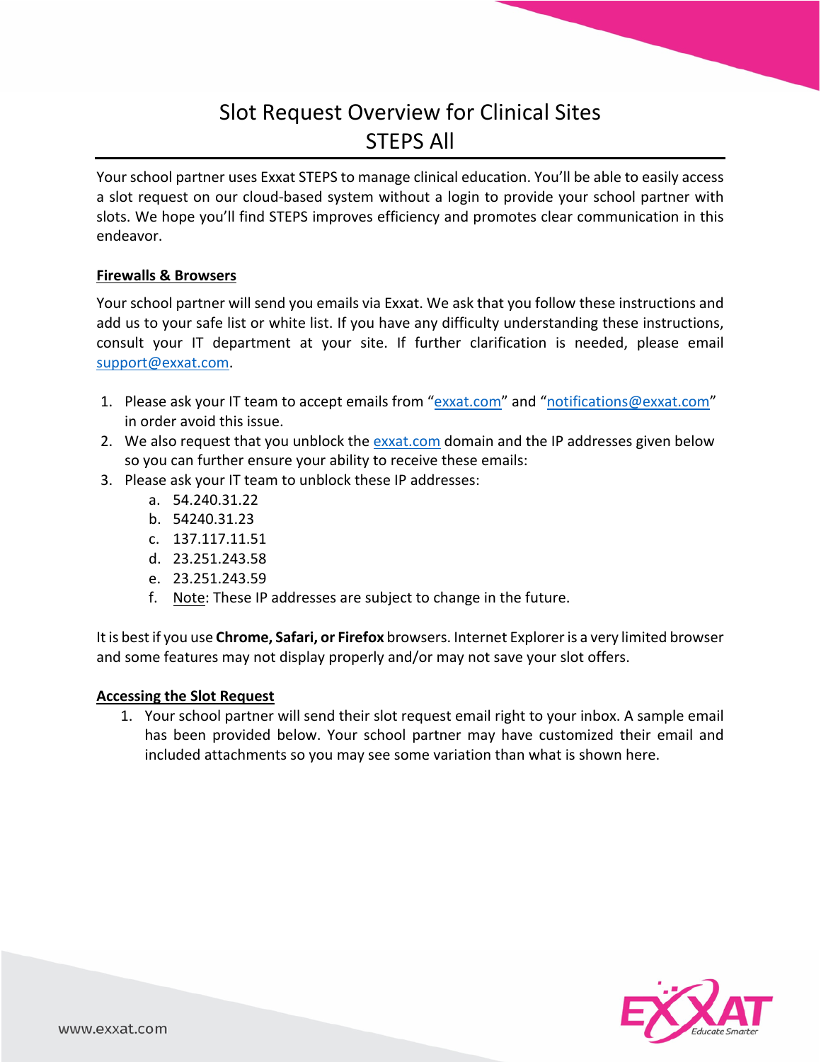# Slot Request Overview for Clinical Sites
# STEPS All

Your school partner uses Exxat STEPS to manage clinical education. You'll be able to easily access a slot request on our cloud-based system without a login to provide your school partner with slots. We hope you'll find STEPS improves efficiency and promotes clear communication in this endeavor.

**Firewalls & Browsers**

Your school partner will send you emails via Exxat. We ask that you follow these instructions and add us to your safe list or white list. If you have any difficulty understanding these instructions, consult your IT department at your site. If further clarification is needed, please email support@exxat.com.

1. Please ask your IT team to accept emails from "exxat.com" and "notifications@exxat.com" in order avoid this issue.
2. We also request that you unblock the exxat.com domain and the IP addresses given below so you can further ensure your ability to receive these emails:
3. Please ask your IT team to unblock these IP addresses:
   a. 54.240.31.22
   b. 54240.31.23
   c. 137.117.11.51
   d. 23.251.243.58
   e. 23.251.243.59
   f. Note: These IP addresses are subject to change in the future.

It is best if you use **Chrome, Safari, or Firefox** browsers. Internet Explorer is a very limited browser and some features may not display properly and/or may not save your slot offers.

**Accessing the Slot Request**

1. Your school partner will send their slot request email right to your inbox. A sample email has been provided below. Your school partner may have customized their email and included attachments so you may see some variation than what is shown here.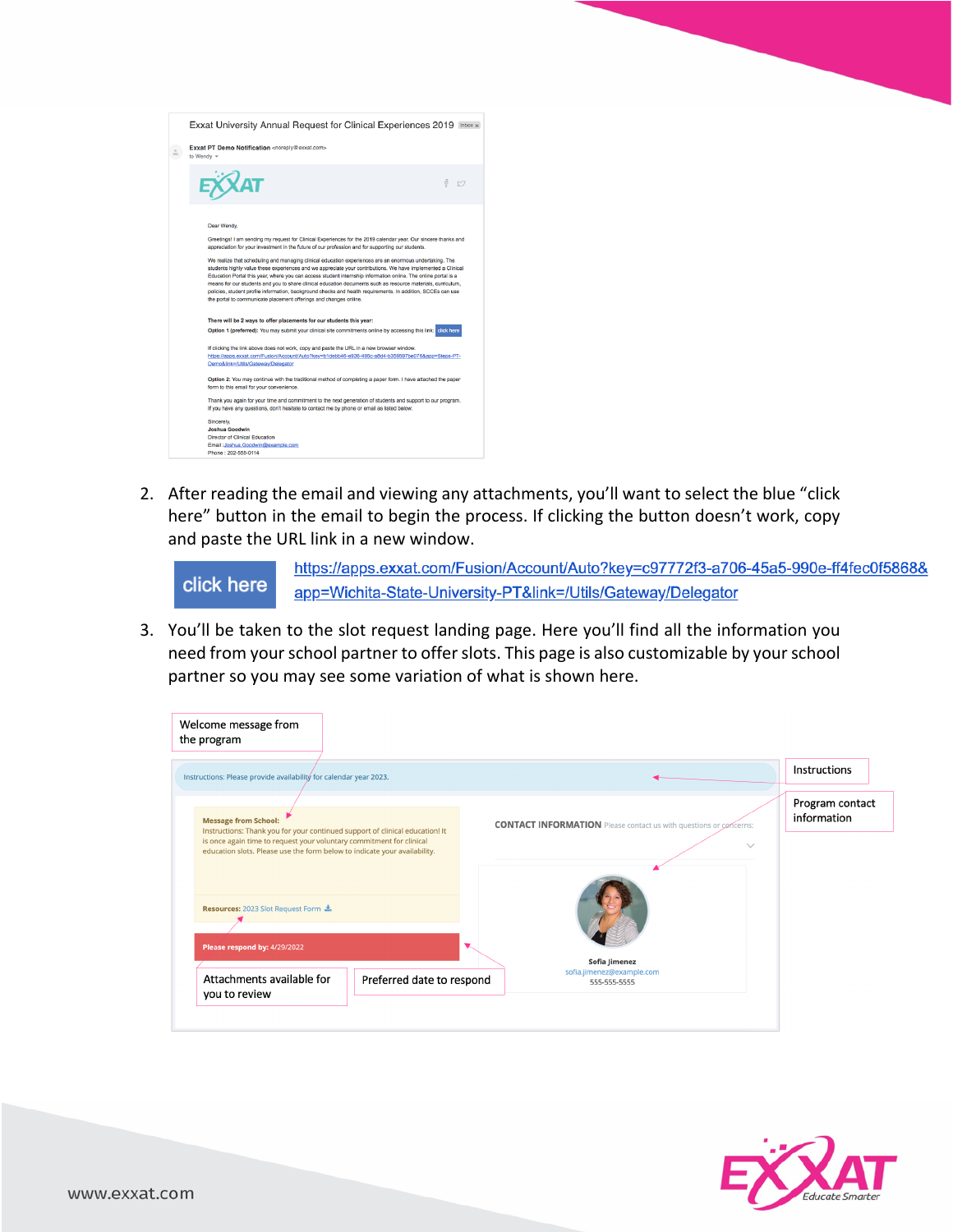Exxat University Annual Request for Clinical Experiences 2019

Exxat PT Demo Notification <noreply@exxat.com>
to Wendy

Dear Wendy,

Greetings! I am sending my request for Clinical Experiences for the 2019 calendar year. Our sincere thanks and appreciation for your investment in the future of our profession and for supporting our students.

We realize that scheduling and managing clinical education experiences are an enormous undertaking. The students highly value these experiences and we appreciate your contributions. We have implemented a Clinical Education Portal this year, where you can access student internship information online. The online portal is a means for our students and you to share clinical education documents such as resource materials, curriculum, policies, student profile information, background checks and health requirements. In addition, SCCEs can use the portal to communicate placement offerings and changes online.

**There will be 2 ways to offer placements for our students this year:**

**Option 1 (preferred):** You may submit your clinical site commitments online by accessing this link: click here

If clicking the link above does not work, copy and paste the URL in a new browser window.
https://apps.exxat.com/Fusion/Account/Auto?key=b1debb46-e936-495c-a8d4-b35959f7be076&app=Steps-PT-Demo&link=/Utils/Gateway/Delegator

**Option 2:** You may continue with the traditional method of completing a paper form. I have attached the paper form to this email for your convenience.

Thank you again for your time and commitment to the next generation of students and support to our program. If you have any questions, don't hesitate to contact me by phone or email as listed below.

Sincerely,
**Joshua Goodwin**
Director of Clinical Education
Email: Joshua.Goodwin@example.com
Phone : 202-555-0114

2. After reading the email and viewing any attachments, you'll want to select the blue "click here" button in the email to begin the process. If clicking the button doesn't work, copy and paste the URL link in a new window.

click here https://apps.exxat.com/Fusion/Account/Auto?key=c97772f3-a706-45a5-990e-ff4fec0f5868&app=Wichita-State-University-PT&link=/Utils/Gateway/Delegator

3. You'll be taken to the slot request landing page. Here you'll find all the information you need from your school partner to offer slots. This page is also customizable by your school partner so you may see some variation of what is shown here.

Welcome message from the program

Instructions

Program contact information

Instructions: Please provide availability for calendar year 2023.

**Message from School:**
Instructions: Thank you for your continued support of clinical education! It is once again time to request your voluntary commitment for clinical education slots. Please use the form below to indicate your availability.

**Resources:** 2023 Slot Request Form

**Please respond by:** 4/29/2022

**CONTACT INFORMATION** Please contact us with questions or concerns:

**Sofia Jimenez**
sofia.jimenez@example.com
555-555-5555

Attachments available for you to review

Preferred date to respond

www.exxat.com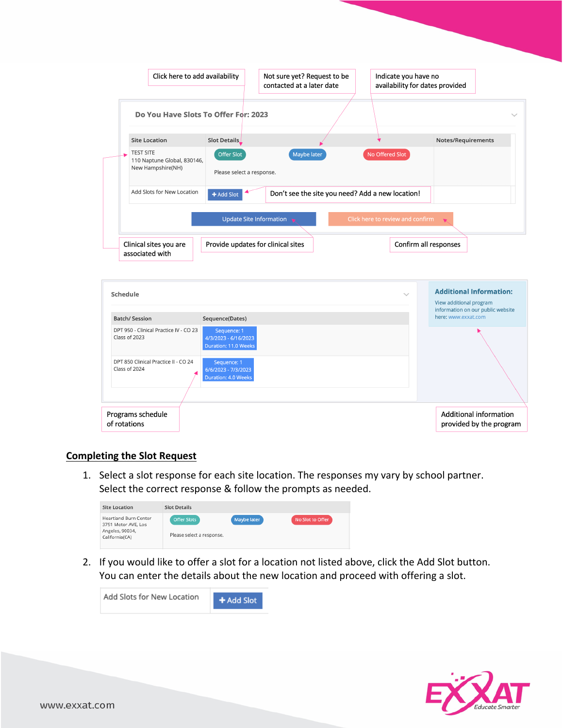Click here to add availability

Not sure yet? Request to be contacted at a later date

Indicate you have no availability for dates provided

**Do You Have Slots To Offer For: 2023**

| Site Location | Slot Details | | | Notes/Requirements |
|---|---|---|---|---|
| TEST SITE 110 Naptune Global, 830146, New Hampshire(NH) | Offer Slot | Maybe later | No Offered Slot | |
| | Please select a response. | | | |
| Add Slots for New Location | + Add Slot | Don't see the site you need? Add a new location! | | |

Update Site Information

Click here to review and confirm

Clinical sites you are associated with

Provide updates for clinical sites

Confirm all responses

**Schedule**

| Batch/ Session | Sequence(Dates) |
|---|---|
| DPT 950 - Clinical Practice IV - CO 23 Class of 2023 | Sequence: 1 4/3/2023 - 6/16/2023 Duration: 11.0 Weeks |
| DPT 850 Clinical Practice II - CO 24 Class of 2024 | Sequence: 1 6/6/2023 - 7/3/2023 Duration: 4.0 Weeks |

**Additional Information:**

View additional program information on our public website here: www.exxat.com

Programs schedule of rotations

Additional information provided by the program

## Completing the Slot Request

1. Select a slot response for each site location. The responses my vary by school partner. Select the correct response & follow the prompts as needed.

| Site Location | Slot Details | | |
|---|---|---|---|
| Heartland Burn Center 3751 Motor AVE, Los Angeles, 90034, California(CA) | Offer Slots | Maybe later | No Slot to Offer |
| | Please select a response. | | |

2. If you would like to offer a slot for a location not listed above, click the Add Slot button. You can enter the details about the new location and proceed with offering a slot.

| Add Slots for New Location | + Add Slot |
|---|---|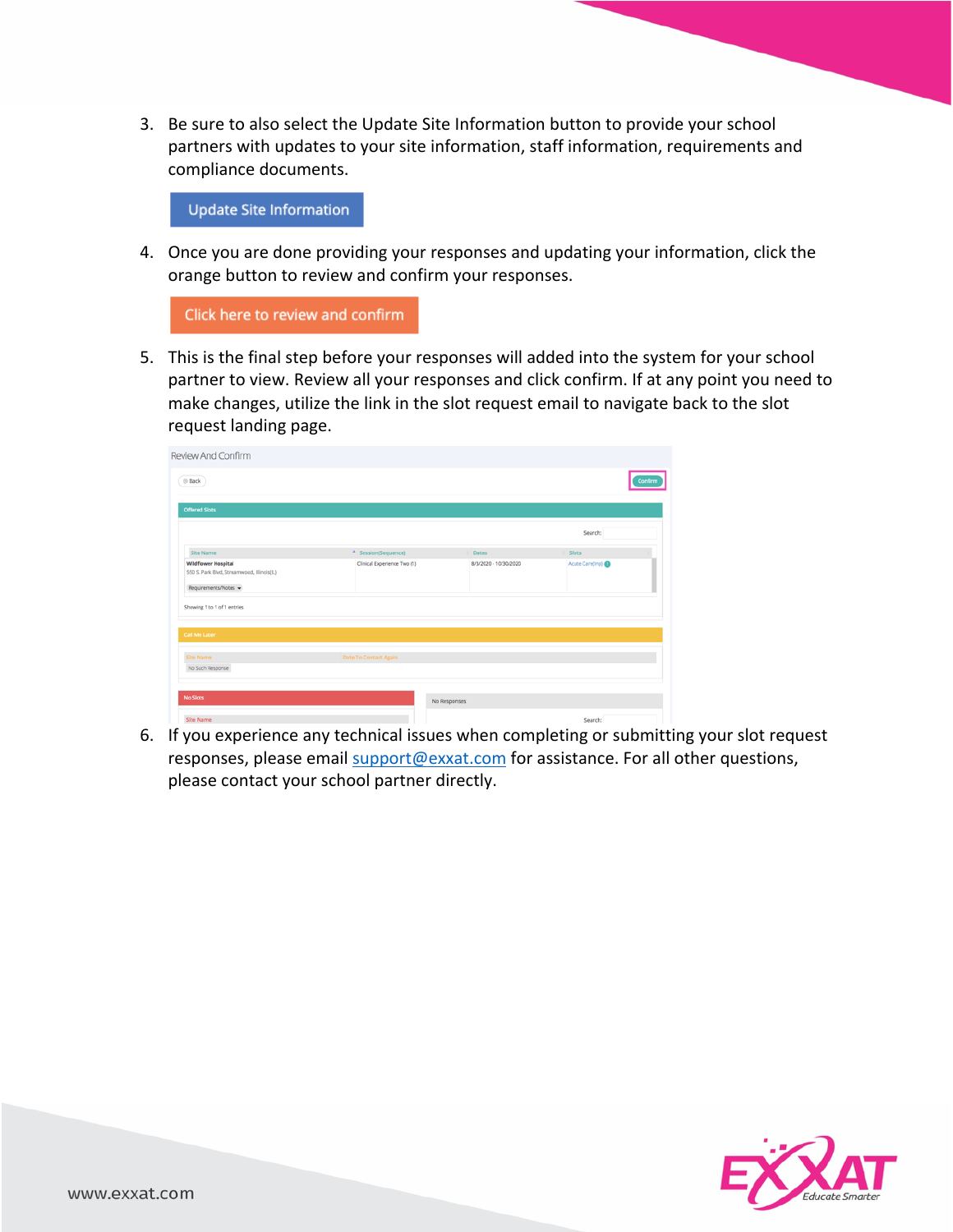3. Be sure to also select the Update Site Information button to provide your school partners with updates to your site information, staff information, requirements and compliance documents.

   Update Site Information

4. Once you are done providing your responses and updating your information, click the orange button to review and confirm your responses.

   Click here to review and confirm

5. This is the final step before your responses will added into the system for your school partner to view. Review all your responses and click confirm. If at any point you need to make changes, utilize the link in the slot request email to navigate back to the slot request landing page.

6. If you experience any technical issues when completing or submitting your slot request responses, please email support@exxat.com for assistance. For all other questions, please contact your school partner directly.